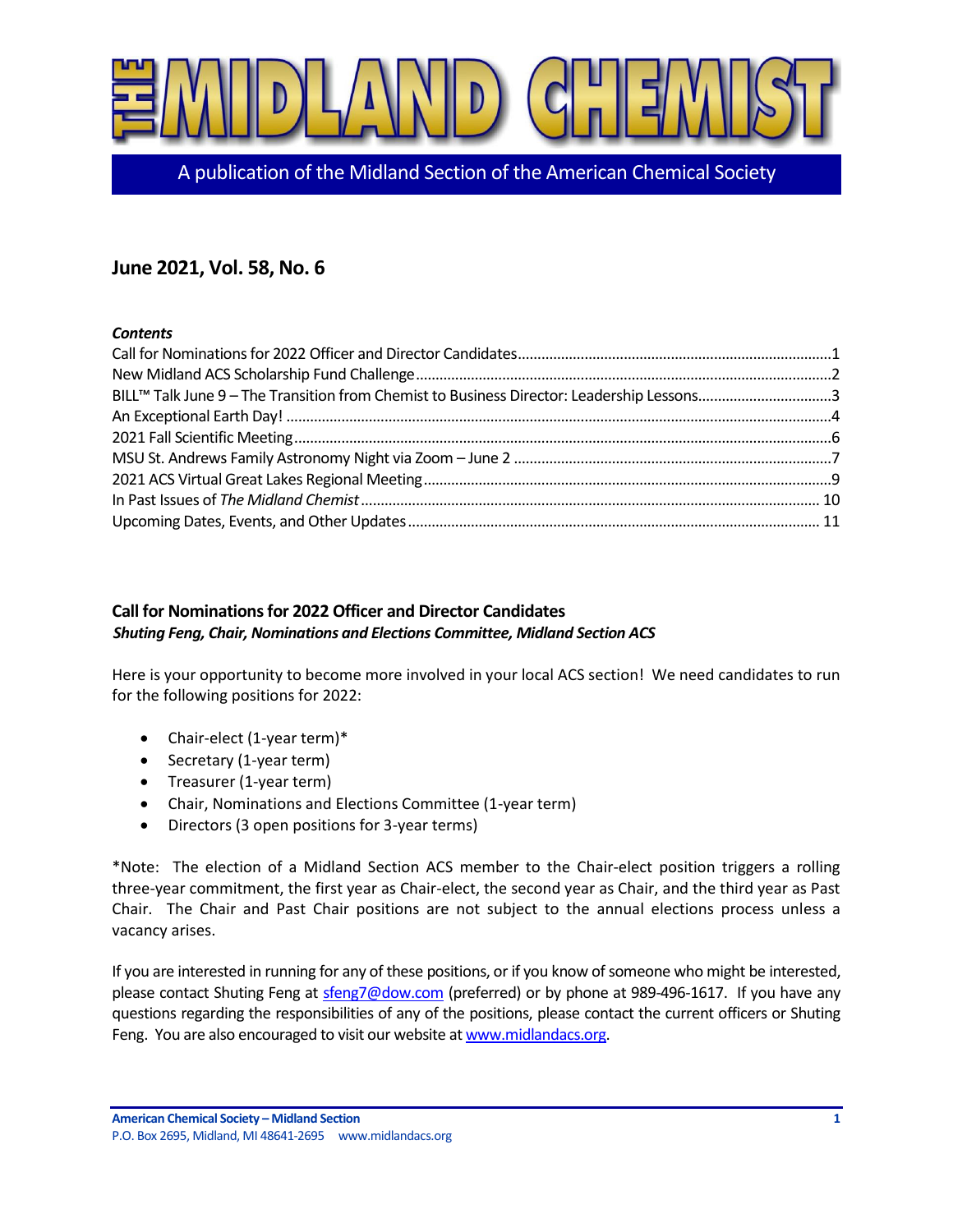# THE MIDLAND CHEMIST

A publication of the Midland Section of the American Chemical Society

## June 2021, Vol. 58, No. 6

***Contents***

Call for Nominations for 2022 Officer and Director Candidates....1
New Midland ACS Scholarship Fund Challenge....2
BILL™ Talk June 9 – The Transition from Chemist to Business Director: Leadership Lessons....3
An Exceptional Earth Day!....4
2021 Fall Scientific Meeting....6
MSU St. Andrews Family Astronomy Night via Zoom – June 2....7
2021 ACS Virtual Great Lakes Regional Meeting....9
In Past Issues of *The Midland Chemist*....10
Upcoming Dates, Events, and Other Updates....11

### Call for Nominations for 2022 Officer and Director Candidates

***Shuting Feng, Chair, Nominations and Elections Committee, Midland Section ACS***

Here is your opportunity to become more involved in your local ACS section! We need candidates to run for the following positions for 2022:

- Chair-elect (1-year term)*
- Secretary (1-year term)
- Treasurer (1-year term)
- Chair, Nominations and Elections Committee (1-year term)
- Directors (3 open positions for 3-year terms)

*Note: The election of a Midland Section ACS member to the Chair-elect position triggers a rolling three-year commitment, the first year as Chair-elect, the second year as Chair, and the third year as Past Chair. The Chair and Past Chair positions are not subject to the annual elections process unless a vacancy arises.

If you are interested in running for any of these positions, or if you know of someone who might be interested, please contact Shuting Feng at sfeng7@dow.com (preferred) or by phone at 989-496-1617. If you have any questions regarding the responsibilities of any of the positions, please contact the current officers or Shuting Feng. You are also encouraged to visit our website at www.midlandacs.org.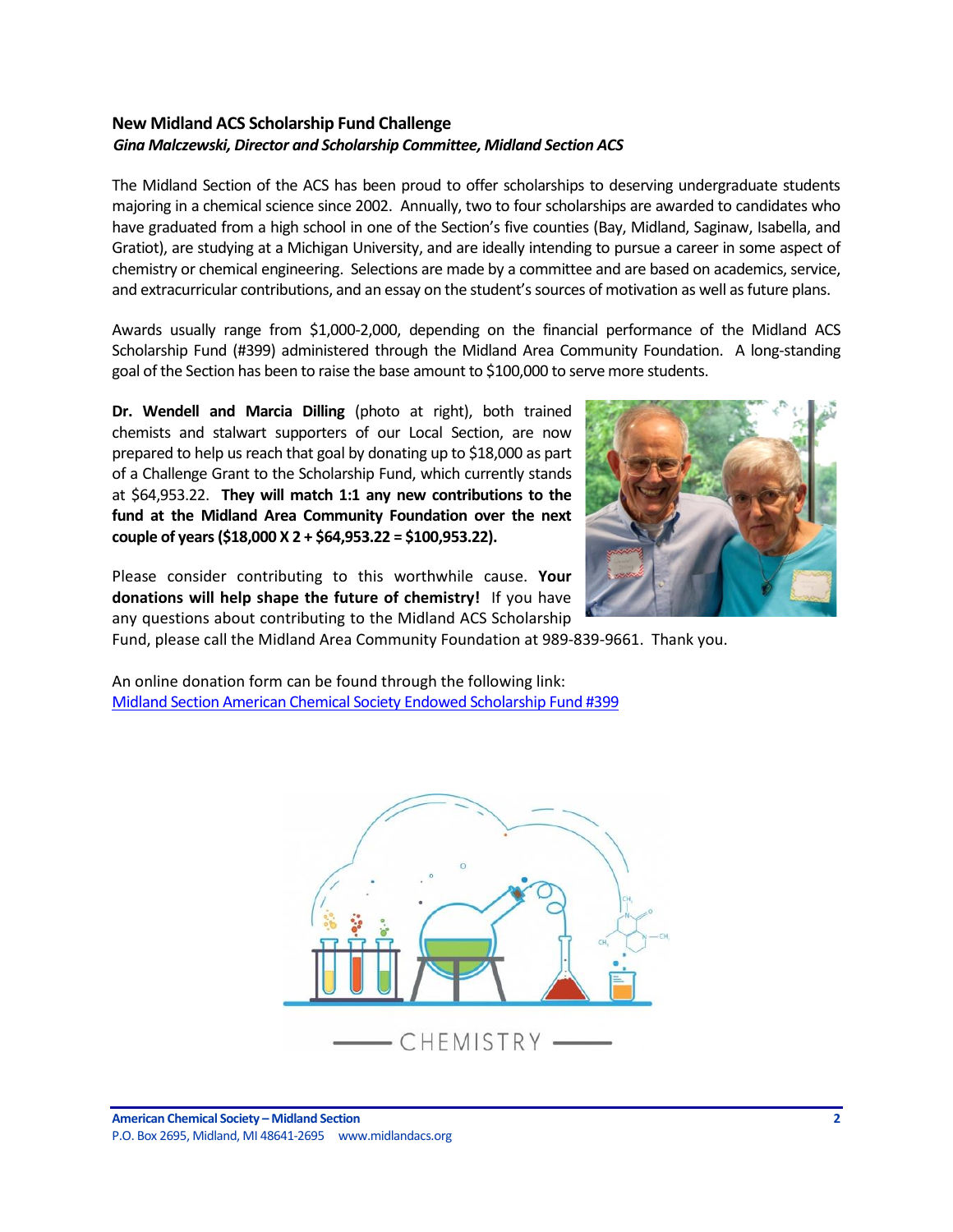## New Midland ACS Scholarship Fund Challenge

***Gina Malczewski, Director and Scholarship Committee, Midland Section ACS***

The Midland Section of the ACS has been proud to offer scholarships to deserving undergraduate students majoring in a chemical science since 2002. Annually, two to four scholarships are awarded to candidates who have graduated from a high school in one of the Section's five counties (Bay, Midland, Saginaw, Isabella, and Gratiot), are studying at a Michigan University, and are ideally intending to pursue a career in some aspect of chemistry or chemical engineering. Selections are made by a committee and are based on academics, service, and extracurricular contributions, and an essay on the student's sources of motivation as well as future plans.

Awards usually range from $1,000-2,000, depending on the financial performance of the Midland ACS Scholarship Fund (#399) administered through the Midland Area Community Foundation. A long-standing goal of the Section has been to raise the base amount to $100,000 to serve more students.

**Dr. Wendell and Marcia Dilling** (photo at right), both trained chemists and stalwart supporters of our Local Section, are now prepared to help us reach that goal by donating up to $18,000 as part of a Challenge Grant to the Scholarship Fund, which currently stands at $64,953.22. **They will match 1:1 any new contributions to the fund at the Midland Area Community Foundation over the next couple of years ($18,000 X 2 + $64,953.22 = $100,953.22).**

Please consider contributing to this worthwhile cause. **Your donations will help shape the future of chemistry!** If you have any questions about contributing to the Midland ACS Scholarship Fund, please call the Midland Area Community Foundation at 989-839-9661. Thank you.

An online donation form can be found through the following link:
[Midland Section American Chemical Society Endowed Scholarship Fund #399]()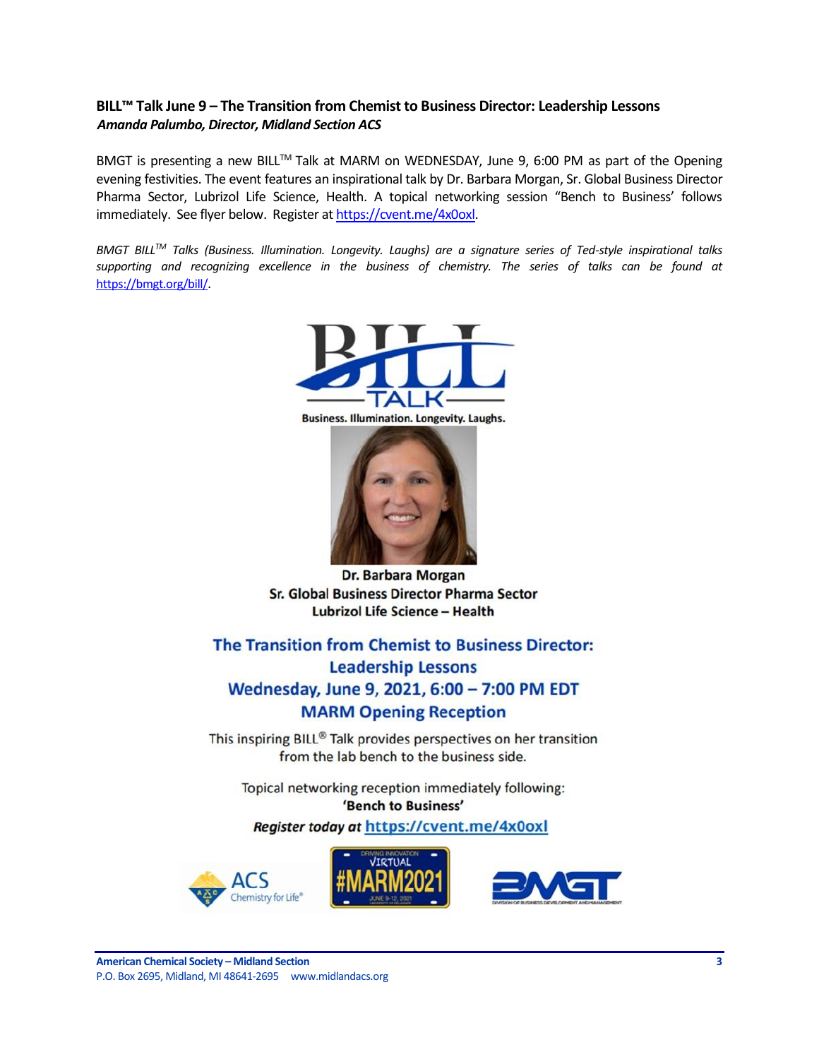### BILL™ Talk June 9 – The Transition from Chemist to Business Director: Leadership Lessons

***Amanda Palumbo, Director, Midland Section ACS***

BMGT is presenting a new BILL™ Talk at MARM on WEDNESDAY, June 9, 6:00 PM as part of the Opening evening festivities. The event features an inspirational talk by Dr. Barbara Morgan, Sr. Global Business Director Pharma Sector, Lubrizol Life Science, Health. A topical networking session "Bench to Business' follows immediately. See flyer below. Register at https://cvent.me/4x0oxl.

*BMGT BILL™ Talks (Business. Illumination. Longevity. Laughs) are a signature series of Ted-style inspirational talks supporting and recognizing excellence in the business of chemistry. The series of talks can be found at* https://bmgt.org/bill/.

BILL TALK

**Business. Illumination. Longevity. Laughs.**

**Dr. Barbara Morgan**
**Sr. Global Business Director Pharma Sector**
**Lubrizol Life Science – Health**

**The Transition from Chemist to Business Director: Leadership Lessons**
**Wednesday, June 9, 2021, 6:00 – 7:00 PM EDT**
**MARM Opening Reception**

This inspiring BILL® Talk provides perspectives on her transition from the lab bench to the business side.

Topical networking reception immediately following:
**'Bench to Business'**

***Register today at*** **https://cvent.me/4x0oxl**

ACS Chemistry for Life® | DRIVING INNOVATION VIRTUAL #MARM2021 JUNE 9-12, 2021 | BMGT DIVISION OF BUSINESS DEVELOPMENT AND MANAGEMENT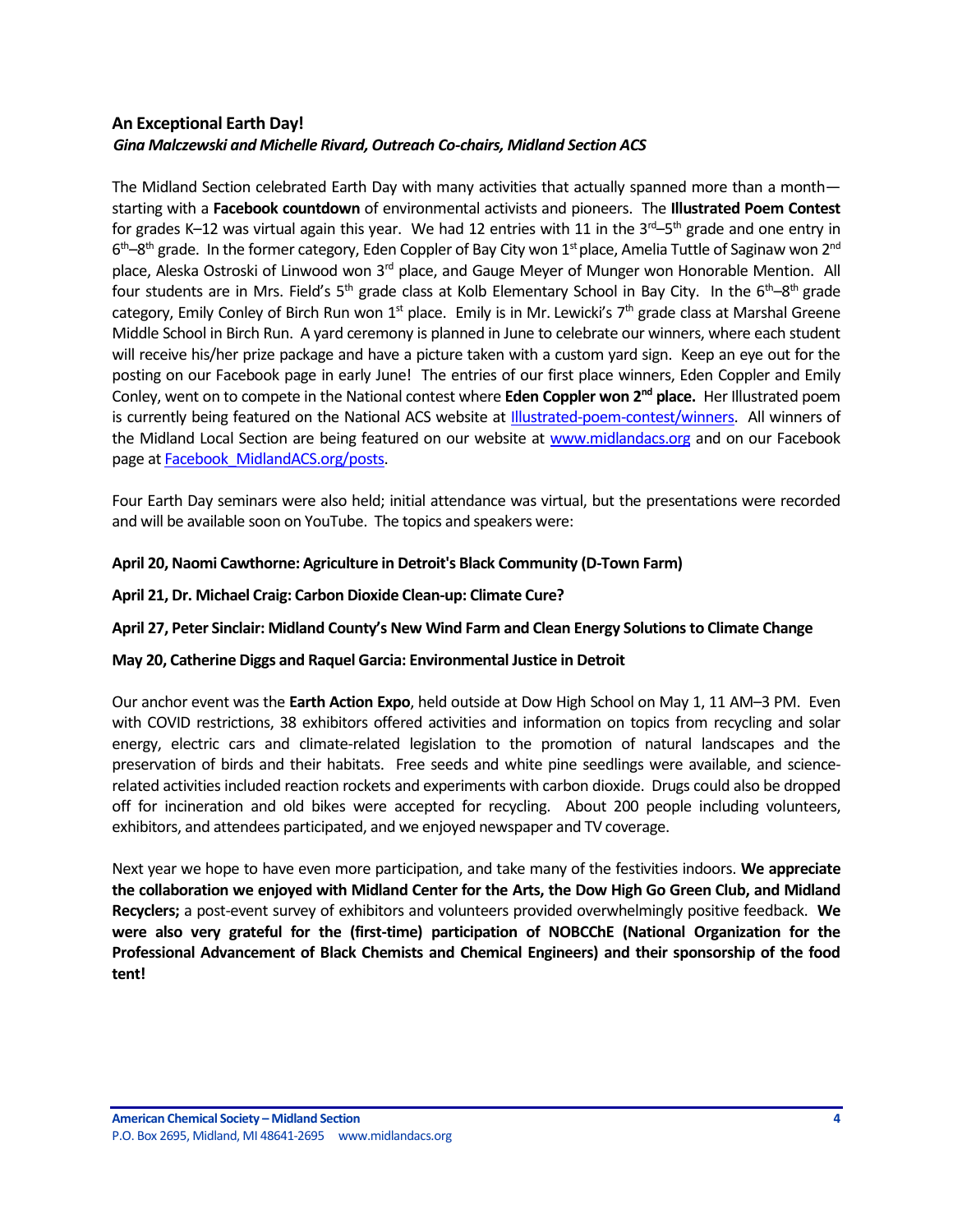## An Exceptional Earth Day!

***Gina Malczewski and Michelle Rivard, Outreach Co-chairs, Midland Section ACS***

The Midland Section celebrated Earth Day with many activities that actually spanned more than a month—starting with a **Facebook countdown** of environmental activists and pioneers. The **Illustrated Poem Contest** for grades K–12 was virtual again this year. We had 12 entries with 11 in the 3rd–5th grade and one entry in 6th–8th grade. In the former category, Eden Coppler of Bay City won 1st place, Amelia Tuttle of Saginaw won 2nd place, Aleska Ostroski of Linwood won 3rd place, and Gauge Meyer of Munger won Honorable Mention. All four students are in Mrs. Field's 5th grade class at Kolb Elementary School in Bay City. In the 6th–8th grade category, Emily Conley of Birch Run won 1st place. Emily is in Mr. Lewicki's 7th grade class at Marshal Greene Middle School in Birch Run. A yard ceremony is planned in June to celebrate our winners, where each student will receive his/her prize package and have a picture taken with a custom yard sign. Keep an eye out for the posting on our Facebook page in early June! The entries of our first place winners, Eden Coppler and Emily Conley, went on to compete in the National contest where **Eden Coppler won 2nd place.** Her Illustrated poem is currently being featured on the National ACS website at [Illustrated-poem-contest/winners](Illustrated-poem-contest/winners). All winners of the Midland Local Section are being featured on our website at [www.midlandacs.org](www.midlandacs.org) and on our Facebook page at [Facebook_MidlandACS.org/posts](Facebook_MidlandACS.org/posts).

Four Earth Day seminars were also held; initial attendance was virtual, but the presentations were recorded and will be available soon on YouTube. The topics and speakers were:

**April 20, Naomi Cawthorne: Agriculture in Detroit's Black Community (D-Town Farm)**

**April 21, Dr. Michael Craig: Carbon Dioxide Clean-up: Climate Cure?**

**April 27, Peter Sinclair: Midland County's New Wind Farm and Clean Energy Solutions to Climate Change**

**May 20, Catherine Diggs and Raquel Garcia: Environmental Justice in Detroit**

Our anchor event was the **Earth Action Expo**, held outside at Dow High School on May 1, 11 AM–3 PM. Even with COVID restrictions, 38 exhibitors offered activities and information on topics from recycling and solar energy, electric cars and climate-related legislation to the promotion of natural landscapes and the preservation of birds and their habitats. Free seeds and white pine seedlings were available, and science-related activities included reaction rockets and experiments with carbon dioxide. Drugs could also be dropped off for incineration and old bikes were accepted for recycling. About 200 people including volunteers, exhibitors, and attendees participated, and we enjoyed newspaper and TV coverage.

Next year we hope to have even more participation, and take many of the festivities indoors. **We appreciate the collaboration we enjoyed with Midland Center for the Arts, the Dow High Go Green Club, and Midland Recyclers;** a post-event survey of exhibitors and volunteers provided overwhelmingly positive feedback. **We were also very grateful for the (first-time) participation of NOBCChE (National Organization for the Professional Advancement of Black Chemists and Chemical Engineers) and their sponsorship of the food tent!**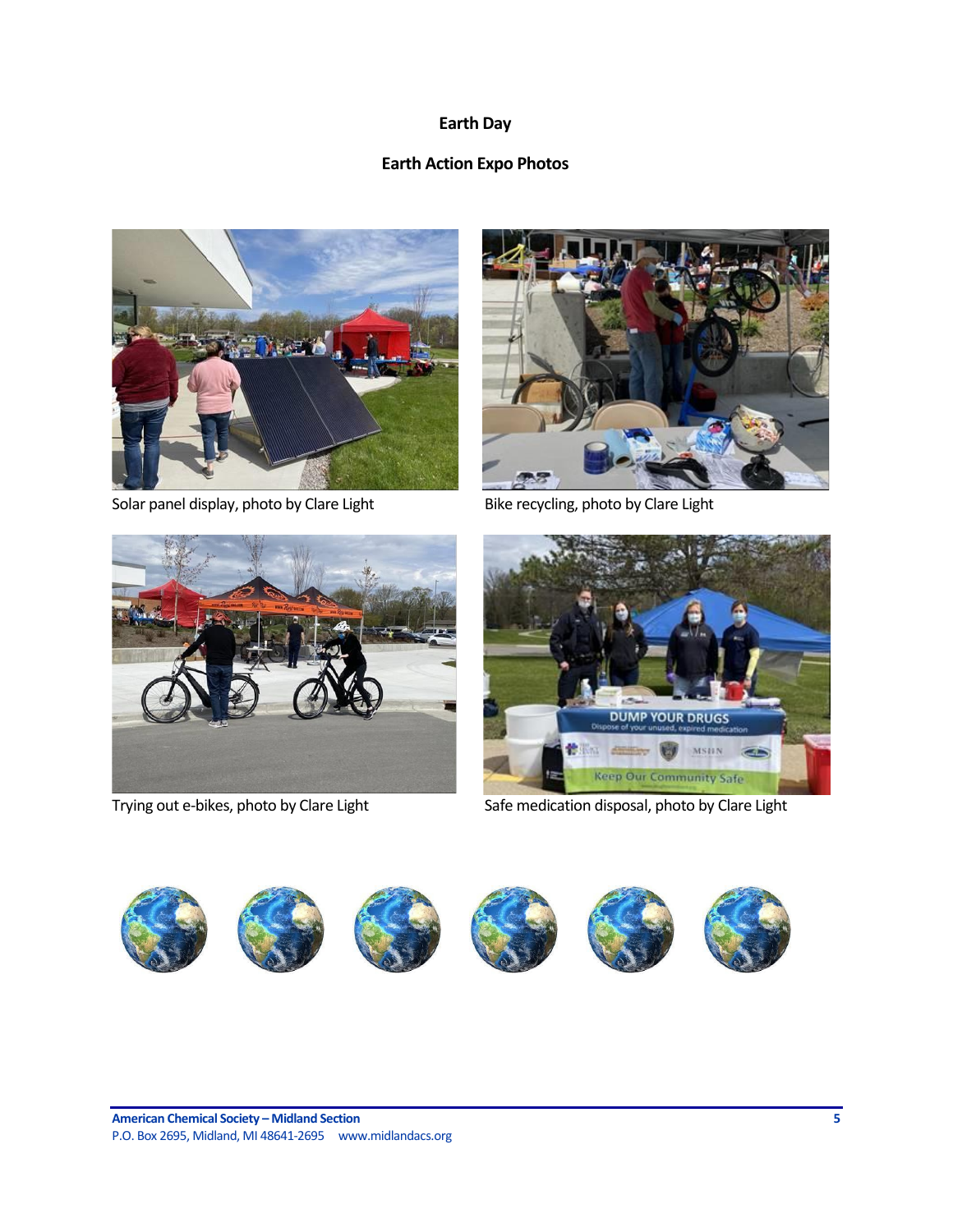## Earth Day

### Earth Action Expo Photos

Solar panel display, photo by Clare Light

Bike recycling, photo by Clare Light

Trying out e-bikes, photo by Clare Light

Safe medication disposal, photo by Clare Light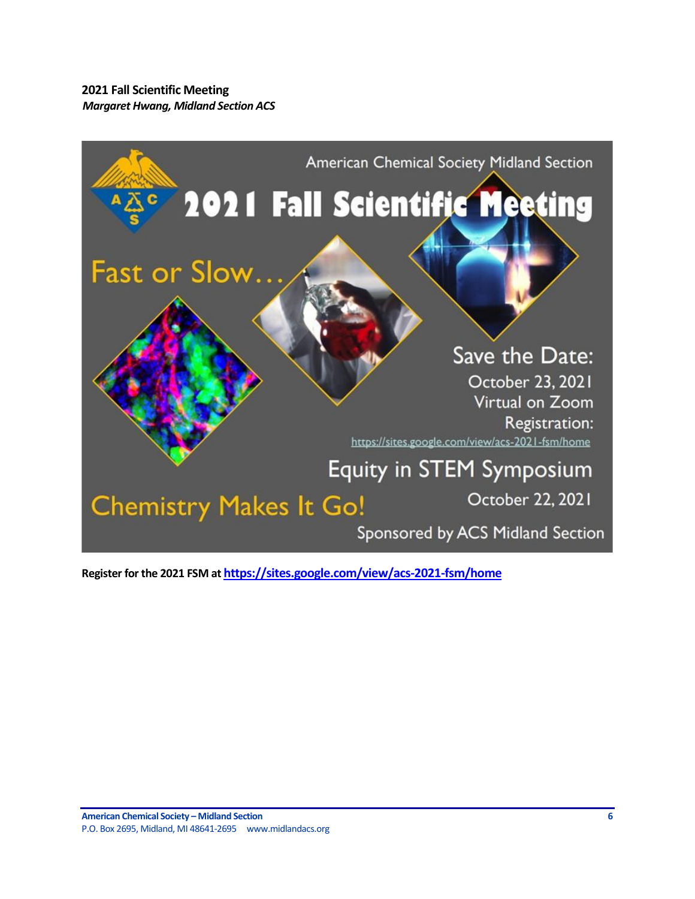**2021 Fall Scientific Meeting**
***Margaret Hwang, Midland Section ACS***

American Chemical Society Midland Section

# 2021 Fall Scientific Meeting

Fast or Slow…

Save the Date:
October 23, 2021
Virtual on Zoom
Registration:
https://sites.google.com/view/acs-2021-fsm/home

Equity in STEM Symposium
October 22, 2021

Chemistry Makes It Go!

Sponsored by ACS Midland Section

**Register for the 2021 FSM at [https://sites.google.com/view/acs-2021-fsm/home](https://sites.google.com/view/acs-2021-fsm/home)**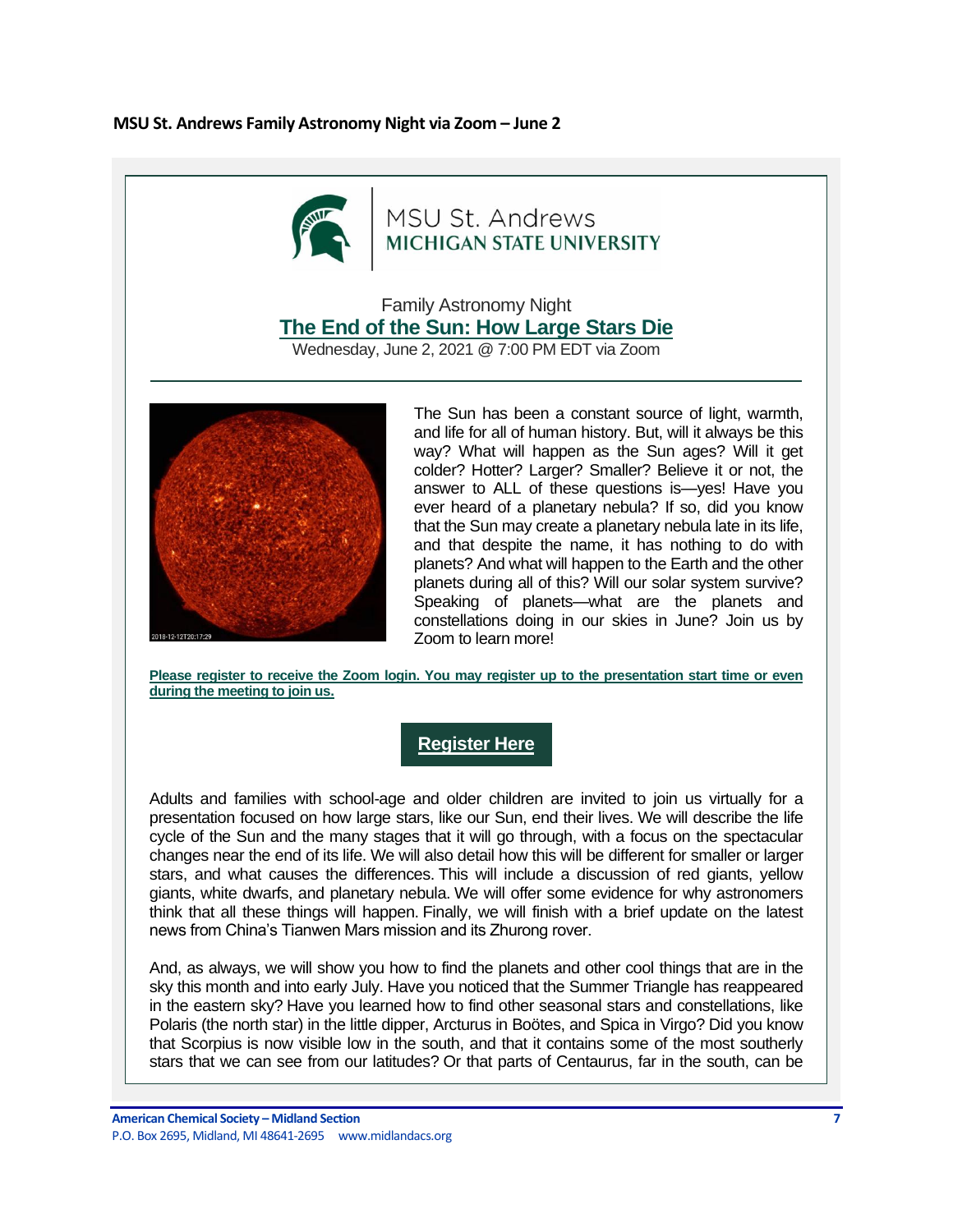**MSU St. Andrews Family Astronomy Night via Zoom – June 2**

MSU St. Andrews
MICHIGAN STATE UNIVERSITY

Family Astronomy Night

## The End of the Sun: How Large Stars Die

Wednesday, June 2, 2021 @ 7:00 PM EDT via Zoom

The Sun has been a constant source of light, warmth, and life for all of human history. But, will it always be this way? What will happen as the Sun ages? Will it get colder? Hotter? Larger? Smaller? Believe it or not, the answer to ALL of these questions is—yes! Have you ever heard of a planetary nebula? If so, did you know that the Sun may create a planetary nebula late in its life, and that despite the name, it has nothing to do with planets? And what will happen to the Earth and the other planets during all of this? Will our solar system survive? Speaking of planets—what are the planets and constellations doing in our skies in June? Join us by Zoom to learn more!

**Please register to receive the Zoom login. You may register up to the presentation start time or even during the meeting to join us.**

**Register Here**

Adults and families with school-age and older children are invited to join us virtually for a presentation focused on how large stars, like our Sun, end their lives. We will describe the life cycle of the Sun and the many stages that it will go through, with a focus on the spectacular changes near the end of its life. We will also detail how this will be different for smaller or larger stars, and what causes the differences. This will include a discussion of red giants, yellow giants, white dwarfs, and planetary nebula. We will offer some evidence for why astronomers think that all these things will happen. Finally, we will finish with a brief update on the latest news from China's Tianwen Mars mission and its Zhurong rover.

And, as always, we will show you how to find the planets and other cool things that are in the sky this month and into early July. Have you noticed that the Summer Triangle has reappeared in the eastern sky? Have you learned how to find other seasonal stars and constellations, like Polaris (the north star) in the little dipper, Arcturus in Boötes, and Spica in Virgo? Did you know that Scorpius is now visible low in the south, and that it contains some of the most southerly stars that we can see from our latitudes? Or that parts of Centaurus, far in the south, can be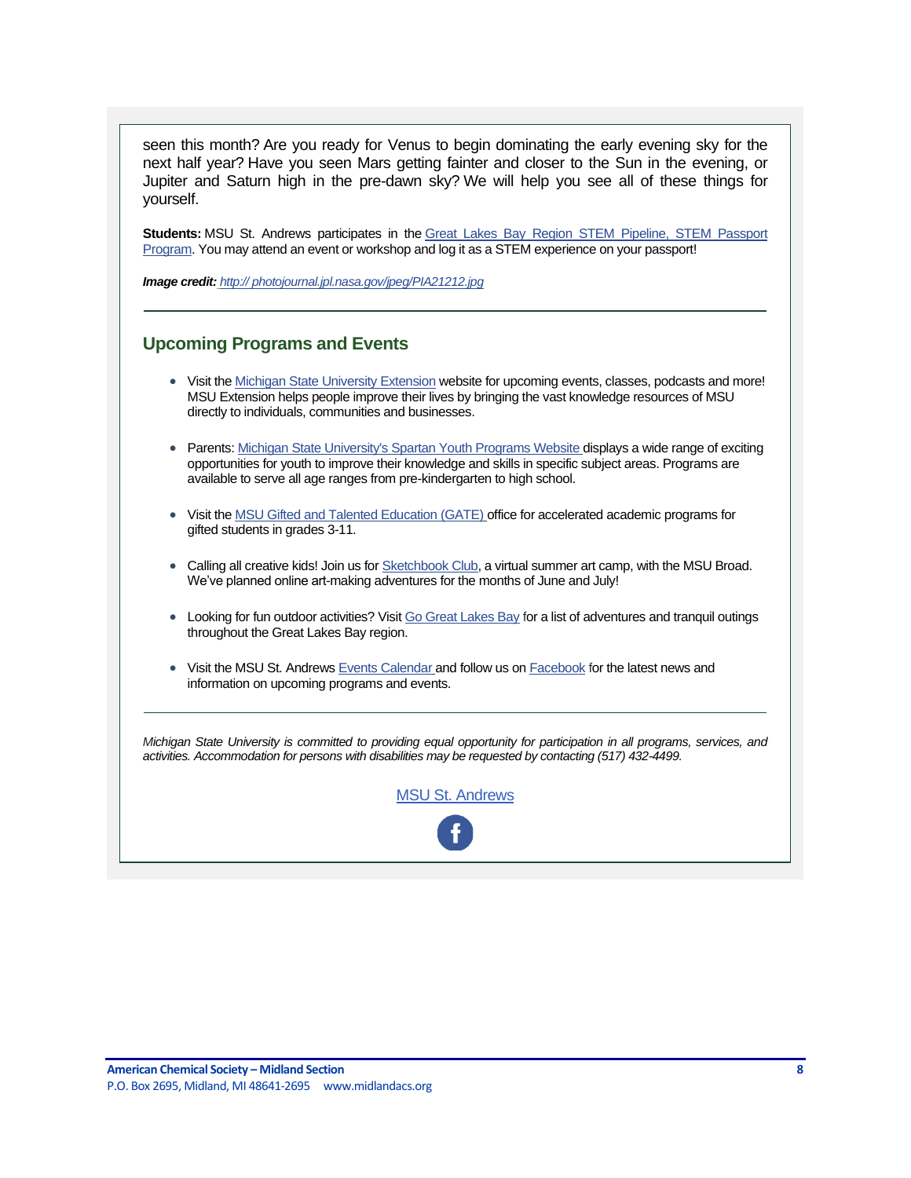seen this month? Are you ready for Venus to begin dominating the early evening sky for the next half year? Have you seen Mars getting fainter and closer to the Sun in the evening, or Jupiter and Saturn high in the pre-dawn sky? We will help you see all of these things for yourself.

**Students:** MSU St. Andrews participates in the Great Lakes Bay Region STEM Pipeline, STEM Passport Program. You may attend an event or workshop and log it as a STEM experience on your passport!

***Image credit:*** *http:// photojournal.jpl.nasa.gov/jpeg/PIA21212.jpg*

## Upcoming Programs and Events

- Visit the Michigan State University Extension website for upcoming events, classes, podcasts and more! MSU Extension helps people improve their lives by bringing the vast knowledge resources of MSU directly to individuals, communities and businesses.
- Parents: Michigan State University's Spartan Youth Programs Website displays a wide range of exciting opportunities for youth to improve their knowledge and skills in specific subject areas. Programs are available to serve all age ranges from pre-kindergarten to high school.
- Visit the MSU Gifted and Talented Education (GATE) office for accelerated academic programs for gifted students in grades 3-11.
- Calling all creative kids! Join us for Sketchbook Club, a virtual summer art camp, with the MSU Broad. We've planned online art-making adventures for the months of June and July!
- Looking for fun outdoor activities? Visit Go Great Lakes Bay for a list of adventures and tranquil outings throughout the Great Lakes Bay region.
- Visit the MSU St. Andrews Events Calendar and follow us on Facebook for the latest news and information on upcoming programs and events.

*Michigan State University is committed to providing equal opportunity for participation in all programs, services, and activities. Accommodation for persons with disabilities may be requested by contacting (517) 432-4499.*

MSU St. Andrews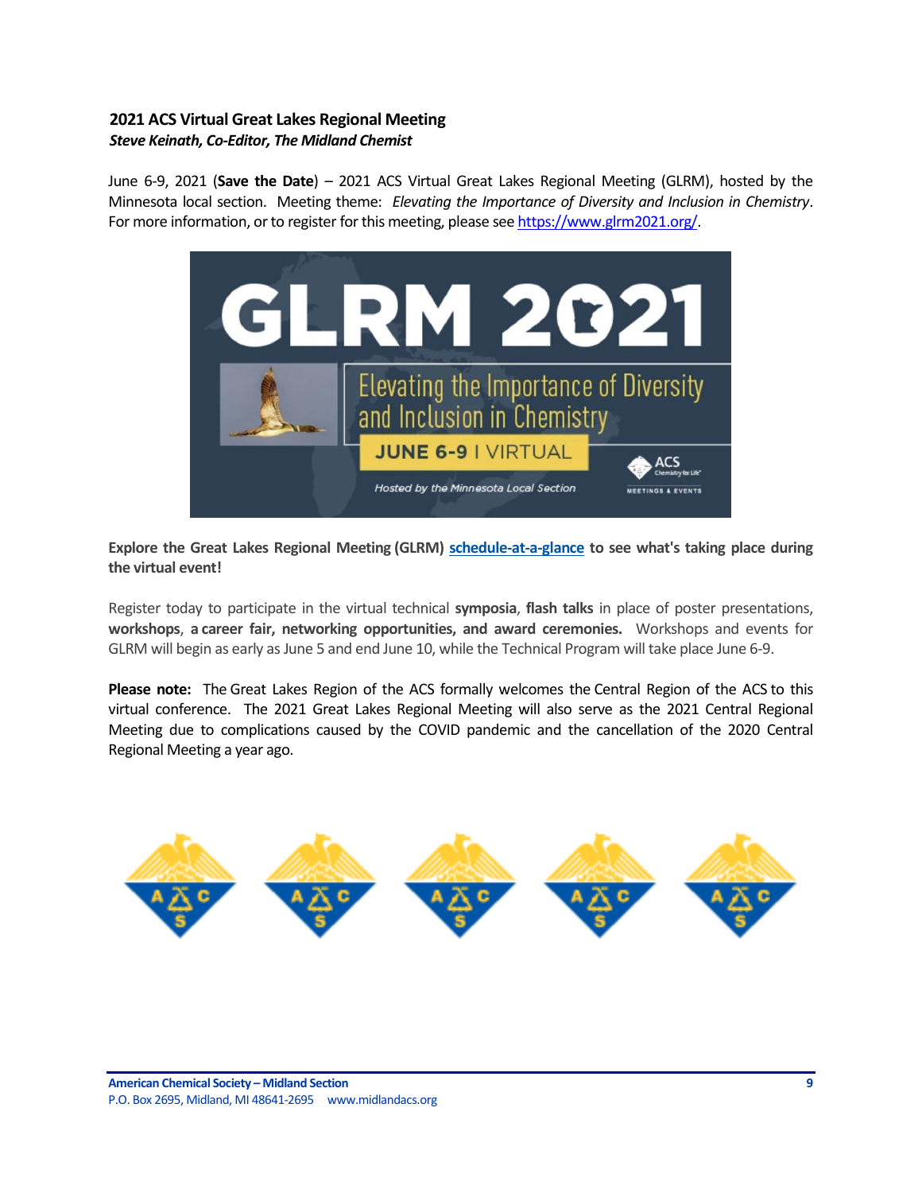## 2021 ACS Virtual Great Lakes Regional Meeting

***Steve Keinath, Co-Editor, The Midland Chemist***

June 6-9, 2021 (**Save the Date**) – 2021 ACS Virtual Great Lakes Regional Meeting (GLRM), hosted by the Minnesota local section. Meeting theme: *Elevating the Importance of Diversity and Inclusion in Chemistry*. For more information, or to register for this meeting, please see https://www.glrm2021.org/.

**Explore the Great Lakes Regional Meeting (GLRM) schedule-at-a-glance to see what's taking place during the virtual event!**

Register today to participate in the virtual technical **symposia**, **flash talks** in place of poster presentations, **workshops**, **a career fair, networking opportunities, and award ceremonies.** Workshops and events for GLRM will begin as early as June 5 and end June 10, while the Technical Program will take place June 6-9.

**Please note:** The Great Lakes Region of the ACS formally welcomes the Central Region of the ACS to this virtual conference. The 2021 Great Lakes Regional Meeting will also serve as the 2021 Central Regional Meeting due to complications caused by the COVID pandemic and the cancellation of the 2020 Central Regional Meeting a year ago.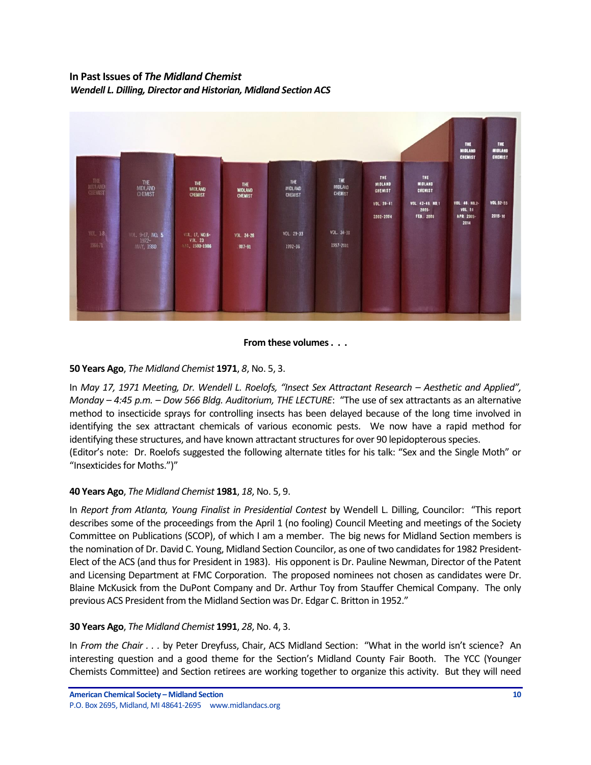**In Past Issues of *The Midland Chemist***

***Wendell L. Dilling, Director and Historian, Midland Section ACS***

**From these volumes . . .**

**50 Years Ago**, *The Midland Chemist* **1971**, *8*, No. 5, 3.

In *May 17, 1971 Meeting, Dr. Wendell L. Roelofs, "Insect Sex Attractant Research – Aesthetic and Applied", Monday – 4:45 p.m. – Dow 566 Bldg. Auditorium, THE LECTURE*: "The use of sex attractants as an alternative method to insecticide sprays for controlling insects has been delayed because of the long time involved in identifying the sex attractant chemicals of various economic pests. We now have a rapid method for identifying these structures, and have known attractant structures for over 90 lepidopterous species.
(Editor's note: Dr. Roelofs suggested the following alternate titles for his talk: "Sex and the Single Moth" or "Insexticides for Moths.")"

**40 Years Ago**, *The Midland Chemist* **1981**, *18*, No. 5, 9.

In *Report from Atlanta, Young Finalist in Presidential Contest* by Wendell L. Dilling, Councilor: "This report describes some of the proceedings from the April 1 (no fooling) Council Meeting and meetings of the Society Committee on Publications (SCOP), of which I am a member. The big news for Midland Section members is the nomination of Dr. David C. Young, Midland Section Councilor, as one of two candidates for 1982 President-Elect of the ACS (and thus for President in 1983). His opponent is Dr. Pauline Newman, Director of the Patent and Licensing Department at FMC Corporation. The proposed nominees not chosen as candidates were Dr. Blaine McKusick from the DuPont Company and Dr. Arthur Toy from Stauffer Chemical Company. The only previous ACS President from the Midland Section was Dr. Edgar C. Britton in 1952."

**30 Years Ago**, *The Midland Chemist* **1991**, *28*, No. 4, 3.

In *From the Chair . . .* by Peter Dreyfuss, Chair, ACS Midland Section: "What in the world isn't science? An interesting question and a good theme for the Section's Midland County Fair Booth. The YCC (Younger Chemists Committee) and Section retirees are working together to organize this activity. But they will need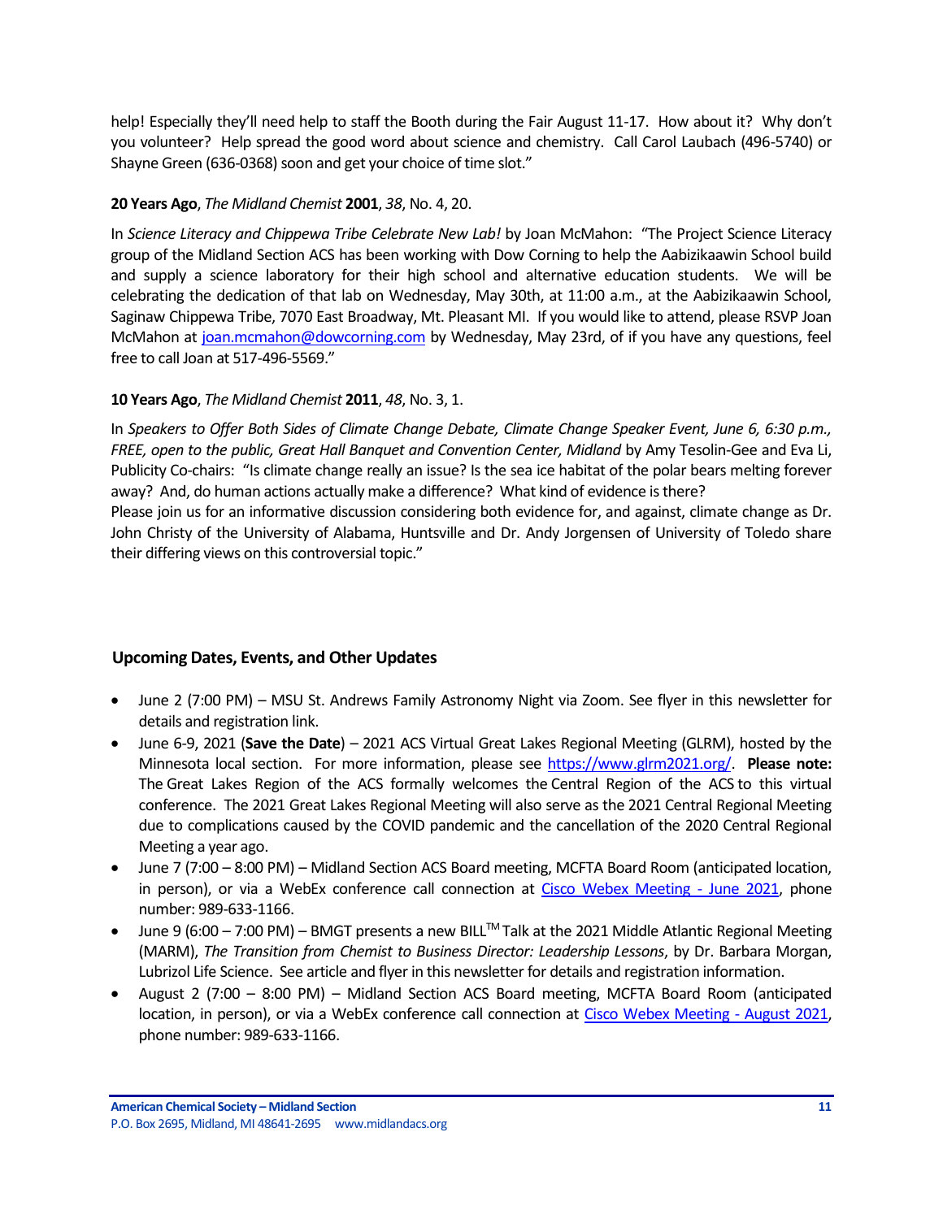help! Especially they'll need help to staff the Booth during the Fair August 11-17. How about it? Why don't you volunteer? Help spread the good word about science and chemistry. Call Carol Laubach (496-5740) or Shayne Green (636-0368) soon and get your choice of time slot."

**20 Years Ago**, *The Midland Chemist* **2001**, *38*, No. 4, 20.

In *Science Literacy and Chippewa Tribe Celebrate New Lab!* by Joan McMahon: "The Project Science Literacy group of the Midland Section ACS has been working with Dow Corning to help the Aabizikaawin School build and supply a science laboratory for their high school and alternative education students. We will be celebrating the dedication of that lab on Wednesday, May 30th, at 11:00 a.m., at the Aabizikaawin School, Saginaw Chippewa Tribe, 7070 East Broadway, Mt. Pleasant MI. If you would like to attend, please RSVP Joan McMahon at joan.mcmahon@dowcorning.com by Wednesday, May 23rd, of if you have any questions, feel free to call Joan at 517-496-5569."

**10 Years Ago**, *The Midland Chemist* **2011**, *48*, No. 3, 1.

In *Speakers to Offer Both Sides of Climate Change Debate, Climate Change Speaker Event, June 6, 6:30 p.m., FREE, open to the public, Great Hall Banquet and Convention Center, Midland* by Amy Tesolin-Gee and Eva Li, Publicity Co-chairs: "Is climate change really an issue? Is the sea ice habitat of the polar bears melting forever away? And, do human actions actually make a difference? What kind of evidence is there?
Please join us for an informative discussion considering both evidence for, and against, climate change as Dr. John Christy of the University of Alabama, Huntsville and Dr. Andy Jorgensen of University of Toledo share their differing views on this controversial topic."

## Upcoming Dates, Events, and Other Updates

- June 2 (7:00 PM) – MSU St. Andrews Family Astronomy Night via Zoom. See flyer in this newsletter for details and registration link.
- June 6-9, 2021 (**Save the Date**) – 2021 ACS Virtual Great Lakes Regional Meeting (GLRM), hosted by the Minnesota local section. For more information, please see https://www.glrm2021.org/. **Please note:** The Great Lakes Region of the ACS formally welcomes the Central Region of the ACS to this virtual conference. The 2021 Great Lakes Regional Meeting will also serve as the 2021 Central Regional Meeting due to complications caused by the COVID pandemic and the cancellation of the 2020 Central Regional Meeting a year ago.
- June 7 (7:00 – 8:00 PM) – Midland Section ACS Board meeting, MCFTA Board Room (anticipated location, in person), or via a WebEx conference call connection at Cisco Webex Meeting - June 2021, phone number: 989-633-1166.
- June 9 (6:00 – 7:00 PM) – BMGT presents a new BILL™ Talk at the 2021 Middle Atlantic Regional Meeting (MARM), *The Transition from Chemist to Business Director: Leadership Lessons*, by Dr. Barbara Morgan, Lubrizol Life Science. See article and flyer in this newsletter for details and registration information.
- August 2 (7:00 – 8:00 PM) – Midland Section ACS Board meeting, MCFTA Board Room (anticipated location, in person), or via a WebEx conference call connection at Cisco Webex Meeting - August 2021, phone number: 989-633-1166.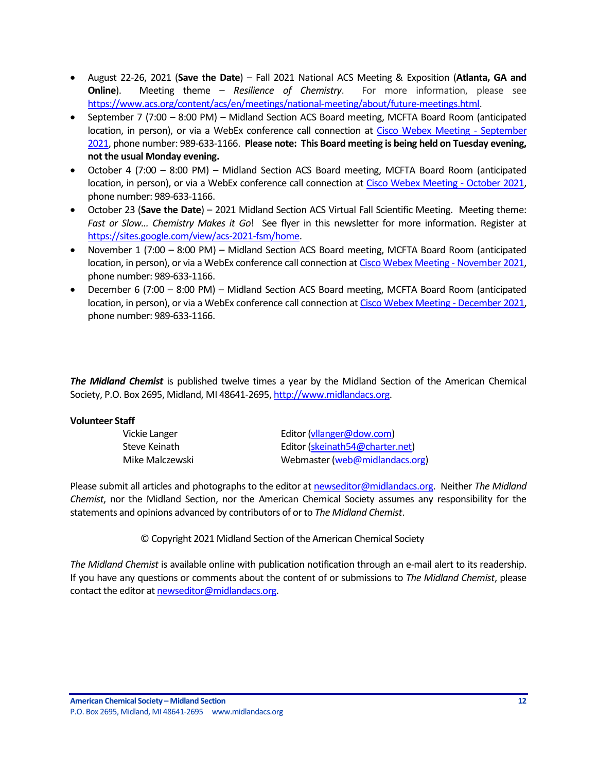- August 22-26, 2021 (**Save the Date**) – Fall 2021 National ACS Meeting & Exposition (**Atlanta, GA and Online**). Meeting theme – *Resilience of Chemistry*. For more information, please see https://www.acs.org/content/acs/en/meetings/national-meeting/about/future-meetings.html.
- September 7 (7:00 – 8:00 PM) – Midland Section ACS Board meeting, MCFTA Board Room (anticipated location, in person), or via a WebEx conference call connection at Cisco Webex Meeting - September 2021, phone number: 989-633-1166. **Please note: This Board meeting is being held on Tuesday evening, not the usual Monday evening.**
- October 4 (7:00 – 8:00 PM) – Midland Section ACS Board meeting, MCFTA Board Room (anticipated location, in person), or via a WebEx conference call connection at Cisco Webex Meeting - October 2021, phone number: 989-633-1166.
- October 23 (**Save the Date**) – 2021 Midland Section ACS Virtual Fall Scientific Meeting. Meeting theme: *Fast or Slow... Chemistry Makes it Go*! See flyer in this newsletter for more information. Register at https://sites.google.com/view/acs-2021-fsm/home.
- November 1 (7:00 – 8:00 PM) – Midland Section ACS Board meeting, MCFTA Board Room (anticipated location, in person), or via a WebEx conference call connection at Cisco Webex Meeting - November 2021, phone number: 989-633-1166.
- December 6 (7:00 – 8:00 PM) – Midland Section ACS Board meeting, MCFTA Board Room (anticipated location, in person), or via a WebEx conference call connection at Cisco Webex Meeting - December 2021, phone number: 989-633-1166.

***The Midland Chemist*** is published twelve times a year by the Midland Section of the American Chemical Society, P.O. Box 2695, Midland, MI 48641-2695, http://www.midlandacs.org.

**Volunteer Staff**

| | |
|---|---|
| Vickie Langer | Editor (vllanger@dow.com) |
| Steve Keinath | Editor (skeinath54@charter.net) |
| Mike Malczewski | Webmaster (web@midlandacs.org) |

Please submit all articles and photographs to the editor at newseditor@midlandacs.org. Neither *The Midland Chemist*, nor the Midland Section, nor the American Chemical Society assumes any responsibility for the statements and opinions advanced by contributors of or to *The Midland Chemist*.

© Copyright 2021 Midland Section of the American Chemical Society

*The Midland Chemist* is available online with publication notification through an e-mail alert to its readership. If you have any questions or comments about the content of or submissions to *The Midland Chemist*, please contact the editor at newseditor@midlandacs.org.